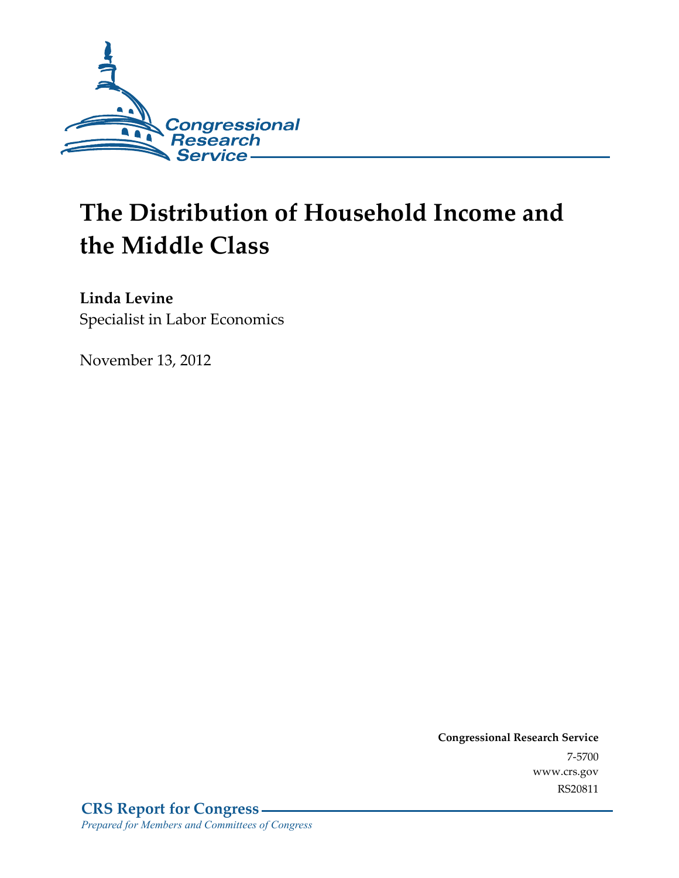Congressional Research Service

# The Distribution of Household Income and the Middle Class

**Linda Levine**
Specialist in Labor Economics

November 13, 2012

**Congressional Research Service**
7-5700
www.crs.gov
RS20811

**CRS Report for Congress**
*Prepared for Members and Committees of Congress*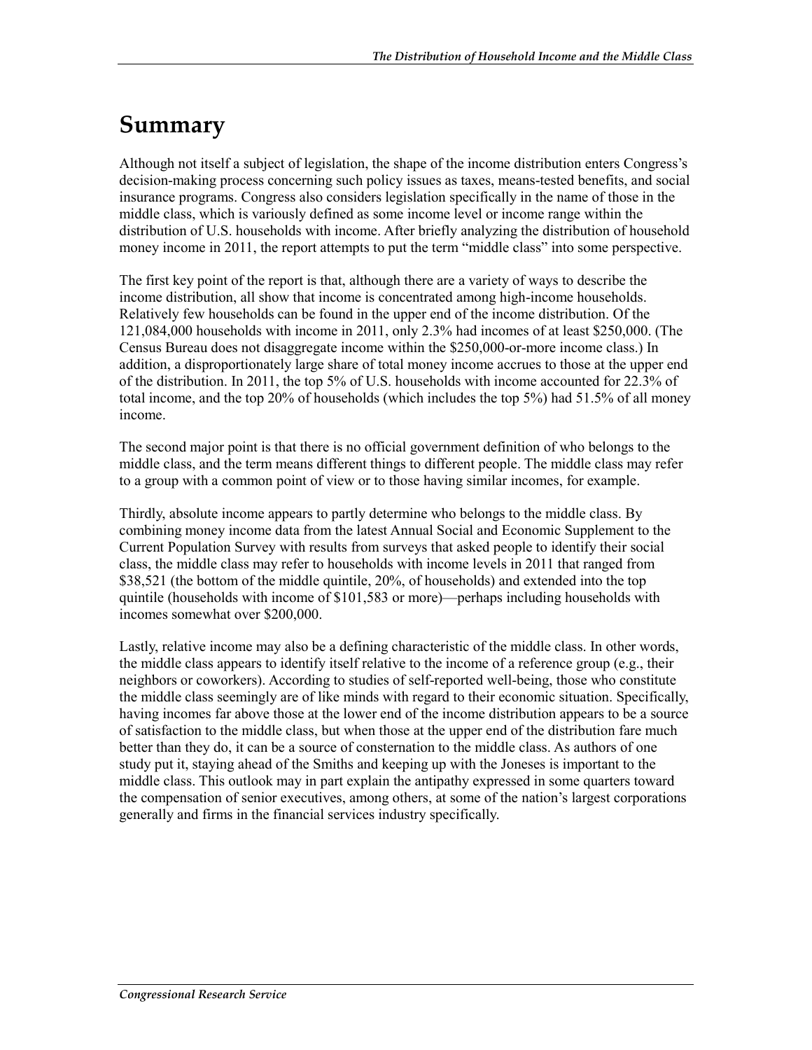# Summary

Although not itself a subject of legislation, the shape of the income distribution enters Congress's decision-making process concerning such policy issues as taxes, means-tested benefits, and social insurance programs. Congress also considers legislation specifically in the name of those in the middle class, which is variously defined as some income level or income range within the distribution of U.S. households with income. After briefly analyzing the distribution of household money income in 2011, the report attempts to put the term "middle class" into some perspective.

The first key point of the report is that, although there are a variety of ways to describe the income distribution, all show that income is concentrated among high-income households. Relatively few households can be found in the upper end of the income distribution. Of the 121,084,000 households with income in 2011, only 2.3% had incomes of at least $250,000. (The Census Bureau does not disaggregate income within the $250,000-or-more income class.) In addition, a disproportionately large share of total money income accrues to those at the upper end of the distribution. In 2011, the top 5% of U.S. households with income accounted for 22.3% of total income, and the top 20% of households (which includes the top 5%) had 51.5% of all money income.

The second major point is that there is no official government definition of who belongs to the middle class, and the term means different things to different people. The middle class may refer to a group with a common point of view or to those having similar incomes, for example.

Thirdly, absolute income appears to partly determine who belongs to the middle class. By combining money income data from the latest Annual Social and Economic Supplement to the Current Population Survey with results from surveys that asked people to identify their social class, the middle class may refer to households with income levels in 2011 that ranged from $38,521 (the bottom of the middle quintile, 20%, of households) and extended into the top quintile (households with income of $101,583 or more)—perhaps including households with incomes somewhat over $200,000.

Lastly, relative income may also be a defining characteristic of the middle class. In other words, the middle class appears to identify itself relative to the income of a reference group (e.g., their neighbors or coworkers). According to studies of self-reported well-being, those who constitute the middle class seemingly are of like minds with regard to their economic situation. Specifically, having incomes far above those at the lower end of the income distribution appears to be a source of satisfaction to the middle class, but when those at the upper end of the distribution fare much better than they do, it can be a source of consternation to the middle class. As authors of one study put it, staying ahead of the Smiths and keeping up with the Joneses is important to the middle class. This outlook may in part explain the antipathy expressed in some quarters toward the compensation of senior executives, among others, at some of the nation's largest corporations generally and firms in the financial services industry specifically.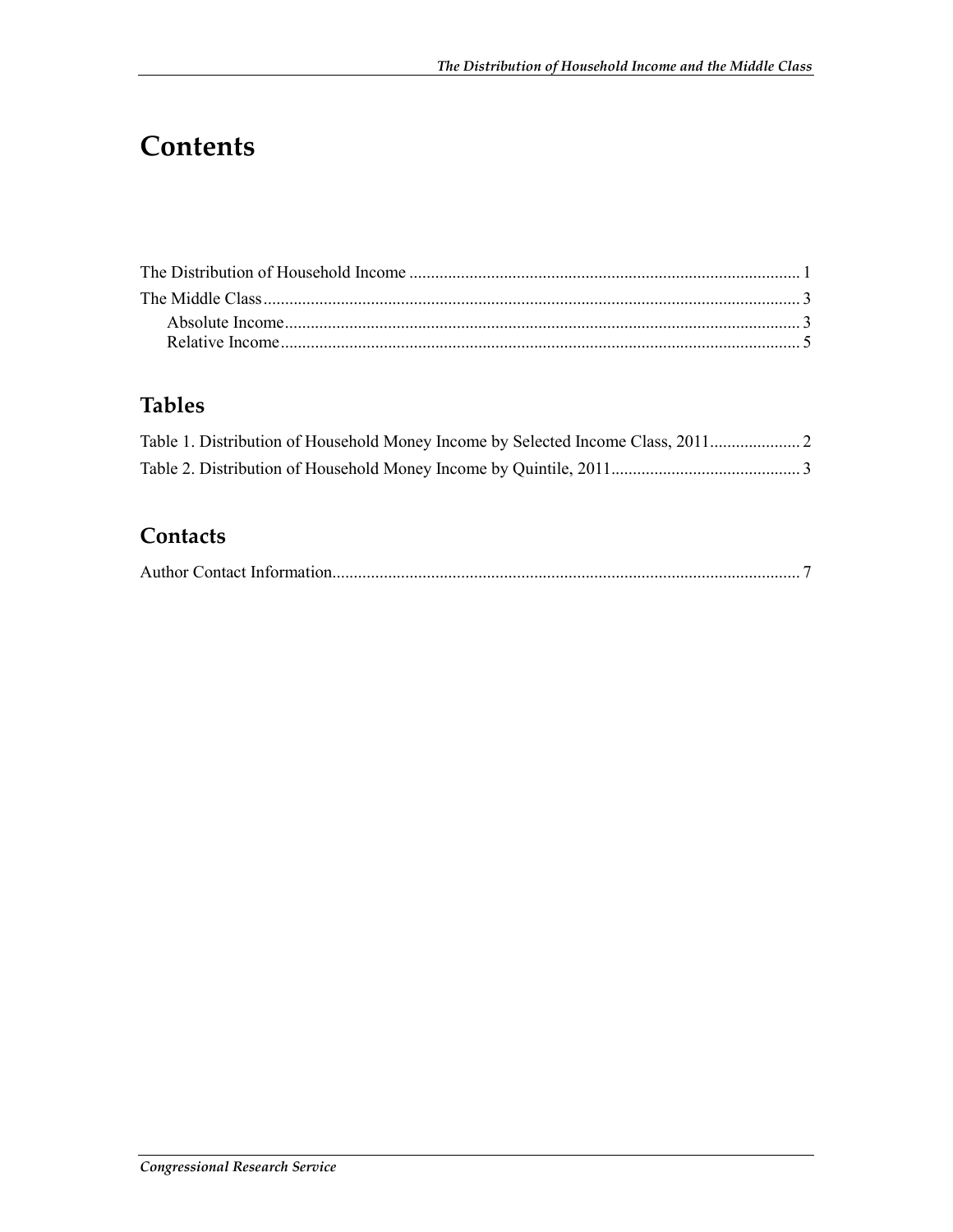# Contents

The Distribution of Household Income .......................................................................................... 1

The Middle Class ............................................................................................................................ 3

Absolute Income ........................................................................................................................ 3

Relative Income ......................................................................................................................... 5

## Tables

Table 1. Distribution of Household Money Income by Selected Income Class, 2011 ..................... 2

Table 2. Distribution of Household Money Income by Quintile, 2011 ............................................ 3

## Contacts

Author Contact Information ............................................................................................................ 7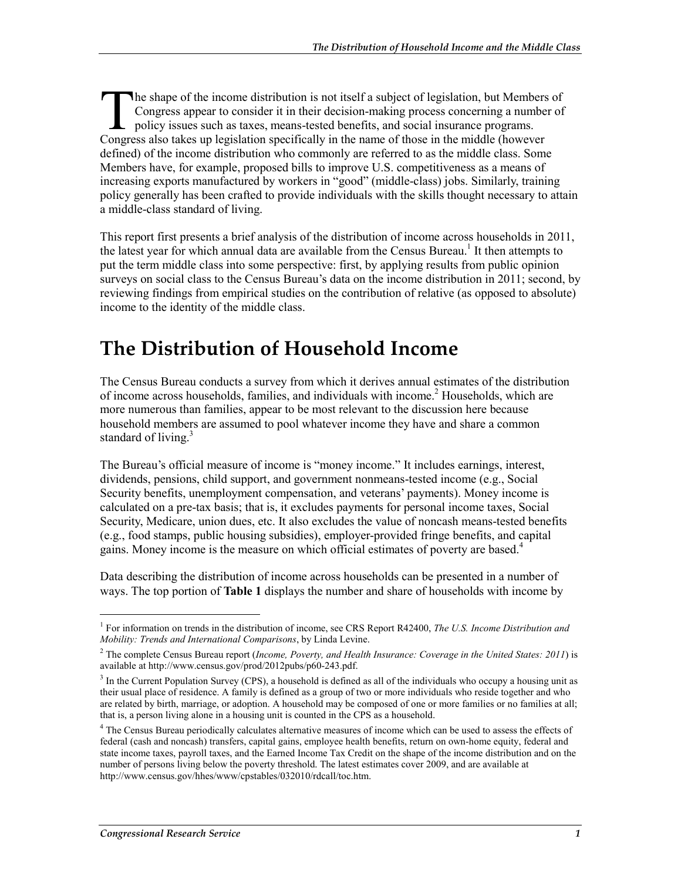The shape of the income distribution is not itself a subject of legislation, but Members of Congress appear to consider it in their decision-making process concerning a number of policy issues such as taxes, means-tested benefits, and social insurance programs. Congress also takes up legislation specifically in the name of those in the middle (however defined) of the income distribution who commonly are referred to as the middle class. Some Members have, for example, proposed bills to improve U.S. competitiveness as a means of increasing exports manufactured by workers in "good" (middle-class) jobs. Similarly, training policy generally has been crafted to provide individuals with the skills thought necessary to attain a middle-class standard of living.

This report first presents a brief analysis of the distribution of income across households in 2011, the latest year for which annual data are available from the Census Bureau.[1] It then attempts to put the term middle class into some perspective: first, by applying results from public opinion surveys on social class to the Census Bureau's data on the income distribution in 2011; second, by reviewing findings from empirical studies on the contribution of relative (as opposed to absolute) income to the identity of the middle class.

# The Distribution of Household Income

The Census Bureau conducts a survey from which it derives annual estimates of the distribution of income across households, families, and individuals with income.[2] Households, which are more numerous than families, appear to be most relevant to the discussion here because household members are assumed to pool whatever income they have and share a common standard of living.[3]

The Bureau's official measure of income is "money income." It includes earnings, interest, dividends, pensions, child support, and government nonmeans-tested income (e.g., Social Security benefits, unemployment compensation, and veterans' payments). Money income is calculated on a pre-tax basis; that is, it excludes payments for personal income taxes, Social Security, Medicare, union dues, etc. It also excludes the value of noncash means-tested benefits (e.g., food stamps, public housing subsidies), employer-provided fringe benefits, and capital gains. Money income is the measure on which official estimates of poverty are based.[4]

Data describing the distribution of income across households can be presented in a number of ways. The top portion of **Table 1** displays the number and share of households with income by

---

[1] For information on trends in the distribution of income, see CRS Report R42400, *The U.S. Income Distribution and Mobility: Trends and International Comparisons*, by Linda Levine.

[2] The complete Census Bureau report (*Income, Poverty, and Health Insurance: Coverage in the United States: 2011*) is available at http://www.census.gov/prod/2012pubs/p60-243.pdf.

[3] In the Current Population Survey (CPS), a household is defined as all of the individuals who occupy a housing unit as their usual place of residence. A family is defined as a group of two or more individuals who reside together and who are related by birth, marriage, or adoption. A household may be composed of one or more families or no families at all; that is, a person living alone in a housing unit is counted in the CPS as a household.

[4] The Census Bureau periodically calculates alternative measures of income which can be used to assess the effects of federal (cash and noncash) transfers, capital gains, employee health benefits, return on own-home equity, federal and state income taxes, payroll taxes, and the Earned Income Tax Credit on the shape of the income distribution and on the number of persons living below the poverty threshold. The latest estimates cover 2009, and are available at http://www.census.gov/hhes/www/cpstables/032010/rdcall/toc.htm.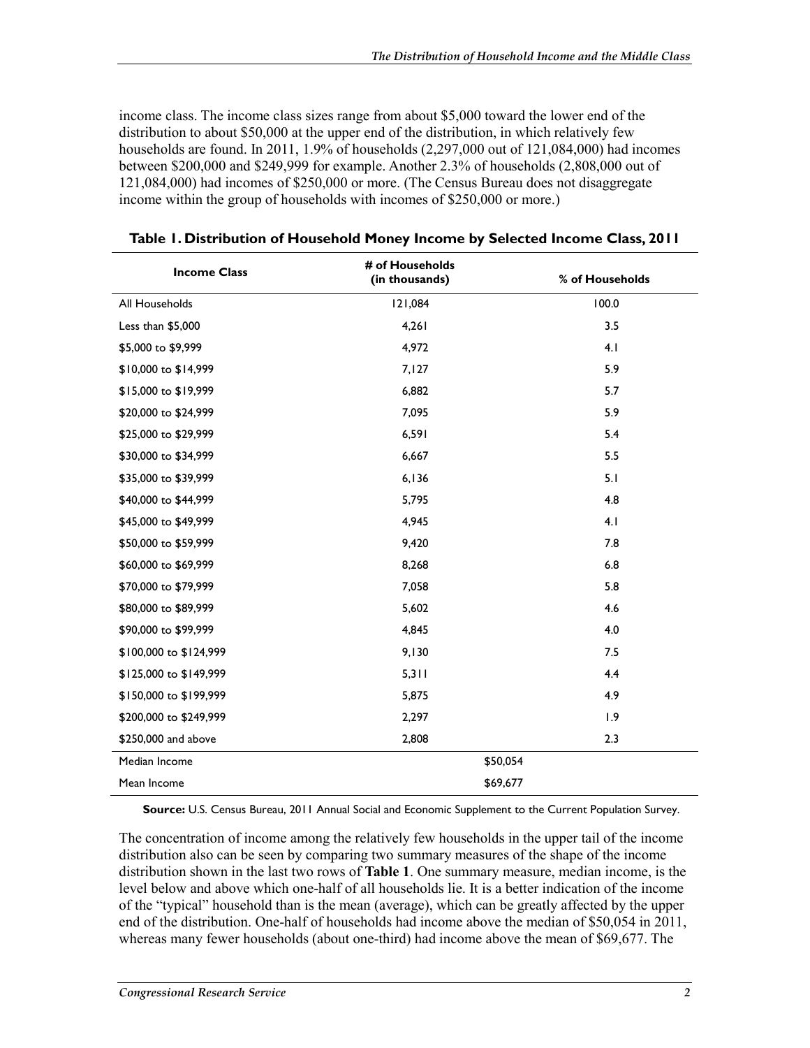income class. The income class sizes range from about $5,000 toward the lower end of the distribution to about $50,000 at the upper end of the distribution, in which relatively few households are found. In 2011, 1.9% of households (2,297,000 out of 121,084,000) had incomes between $200,000 and $249,999 for example. Another 2.3% of households (2,808,000 out of 121,084,000) had incomes of $250,000 or more. (The Census Bureau does not disaggregate income within the group of households with incomes of $250,000 or more.)

**Table 1. Distribution of Household Money Income by Selected Income Class, 2011**

| Income Class | # of Households (in thousands) | % of Households |
|---|---|---|
| All Households | 121,084 | 100.0 |
| Less than $5,000 | 4,261 | 3.5 |
| $5,000 to $9,999 | 4,972 | 4.1 |
| $10,000 to $14,999 | 7,127 | 5.9 |
| $15,000 to $19,999 | 6,882 | 5.7 |
| $20,000 to $24,999 | 7,095 | 5.9 |
| $25,000 to $29,999 | 6,591 | 5.4 |
| $30,000 to $34,999 | 6,667 | 5.5 |
| $35,000 to $39,999 | 6,136 | 5.1 |
| $40,000 to $44,999 | 5,795 | 4.8 |
| $45,000 to $49,999 | 4,945 | 4.1 |
| $50,000 to $59,999 | 9,420 | 7.8 |
| $60,000 to $69,999 | 8,268 | 6.8 |
| $70,000 to $79,999 | 7,058 | 5.8 |
| $80,000 to $89,999 | 5,602 | 4.6 |
| $90,000 to $99,999 | 4,845 | 4.0 |
| $100,000 to $124,999 | 9,130 | 7.5 |
| $125,000 to $149,999 | 5,311 | 4.4 |
| $150,000 to $199,999 | 5,875 | 4.9 |
| $200,000 to $249,999 | 2,297 | 1.9 |
| $250,000 and above | 2,808 | 2.3 |
| Median Income | $50,054 | |
| Mean Income | $69,677 | |

**Source:** U.S. Census Bureau, 2011 Annual Social and Economic Supplement to the Current Population Survey.

The concentration of income among the relatively few households in the upper tail of the income distribution also can be seen by comparing two summary measures of the shape of the income distribution shown in the last two rows of **Table 1**. One summary measure, median income, is the level below and above which one-half of all households lie. It is a better indication of the income of the "typical" household than is the mean (average), which can be greatly affected by the upper end of the distribution. One-half of households had income above the median of $50,054 in 2011, whereas many fewer households (about one-third) had income above the mean of $69,677. The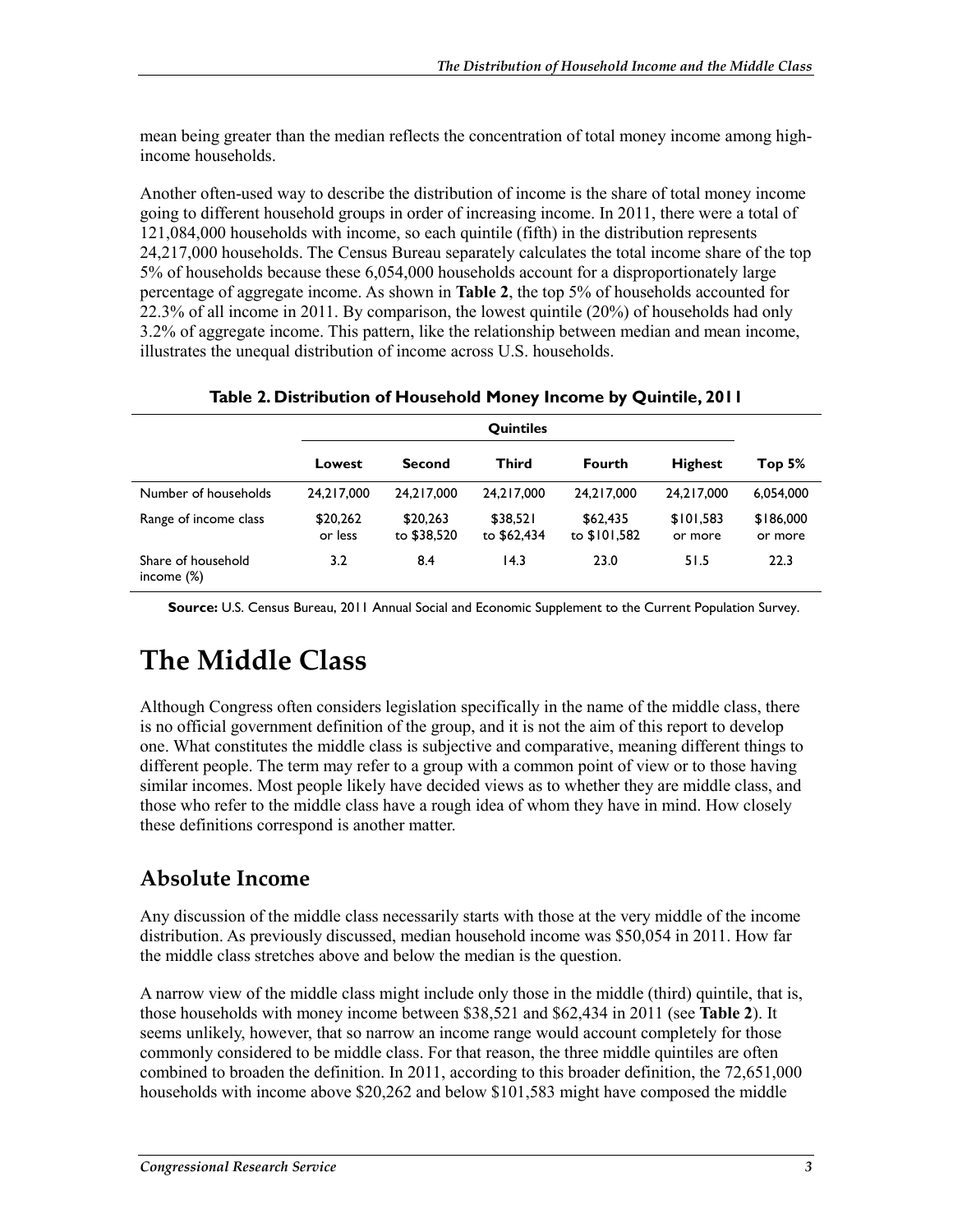mean being greater than the median reflects the concentration of total money income among high-income households.

Another often-used way to describe the distribution of income is the share of total money income going to different household groups in order of increasing income. In 2011, there were a total of 121,084,000 households with income, so each quintile (fifth) in the distribution represents 24,217,000 households. The Census Bureau separately calculates the total income share of the top 5% of households because these 6,054,000 households account for a disproportionately large percentage of aggregate income. As shown in **Table 2**, the top 5% of households accounted for 22.3% of all income in 2011. By comparison, the lowest quintile (20%) of households had only 3.2% of aggregate income. This pattern, like the relationship between median and mean income, illustrates the unequal distribution of income across U.S. households.

**Table 2. Distribution of Household Money Income by Quintile, 2011**

| | Quintiles | | | | | |
|---|---|---|---|---|---|---|
| | Lowest | Second | Third | Fourth | Highest | Top 5% |
| Number of households | 24,217,000 | 24,217,000 | 24,217,000 | 24,217,000 | 24,217,000 | 6,054,000 |
| Range of income class | $20,262 or less | $20,263 to $38,520 | $38,521 to $62,434 | $62,435 to $101,582 | $101,583 or more | $186,000 or more |
| Share of household income (%) | 3.2 | 8.4 | 14.3 | 23.0 | 51.5 | 22.3 |

**Source:** U.S. Census Bureau, 2011 Annual Social and Economic Supplement to the Current Population Survey.

# The Middle Class

Although Congress often considers legislation specifically in the name of the middle class, there is no official government definition of the group, and it is not the aim of this report to develop one. What constitutes the middle class is subjective and comparative, meaning different things to different people. The term may refer to a group with a common point of view or to those having similar incomes. Most people likely have decided views as to whether they are middle class, and those who refer to the middle class have a rough idea of whom they have in mind. How closely these definitions correspond is another matter.

## Absolute Income

Any discussion of the middle class necessarily starts with those at the very middle of the income distribution. As previously discussed, median household income was $50,054 in 2011. How far the middle class stretches above and below the median is the question.

A narrow view of the middle class might include only those in the middle (third) quintile, that is, those households with money income between $38,521 and $62,434 in 2011 (see **Table 2**). It seems unlikely, however, that so narrow an income range would account completely for those commonly considered to be middle class. For that reason, the three middle quintiles are often combined to broaden the definition. In 2011, according to this broader definition, the 72,651,000 households with income above $20,262 and below $101,583 might have composed the middle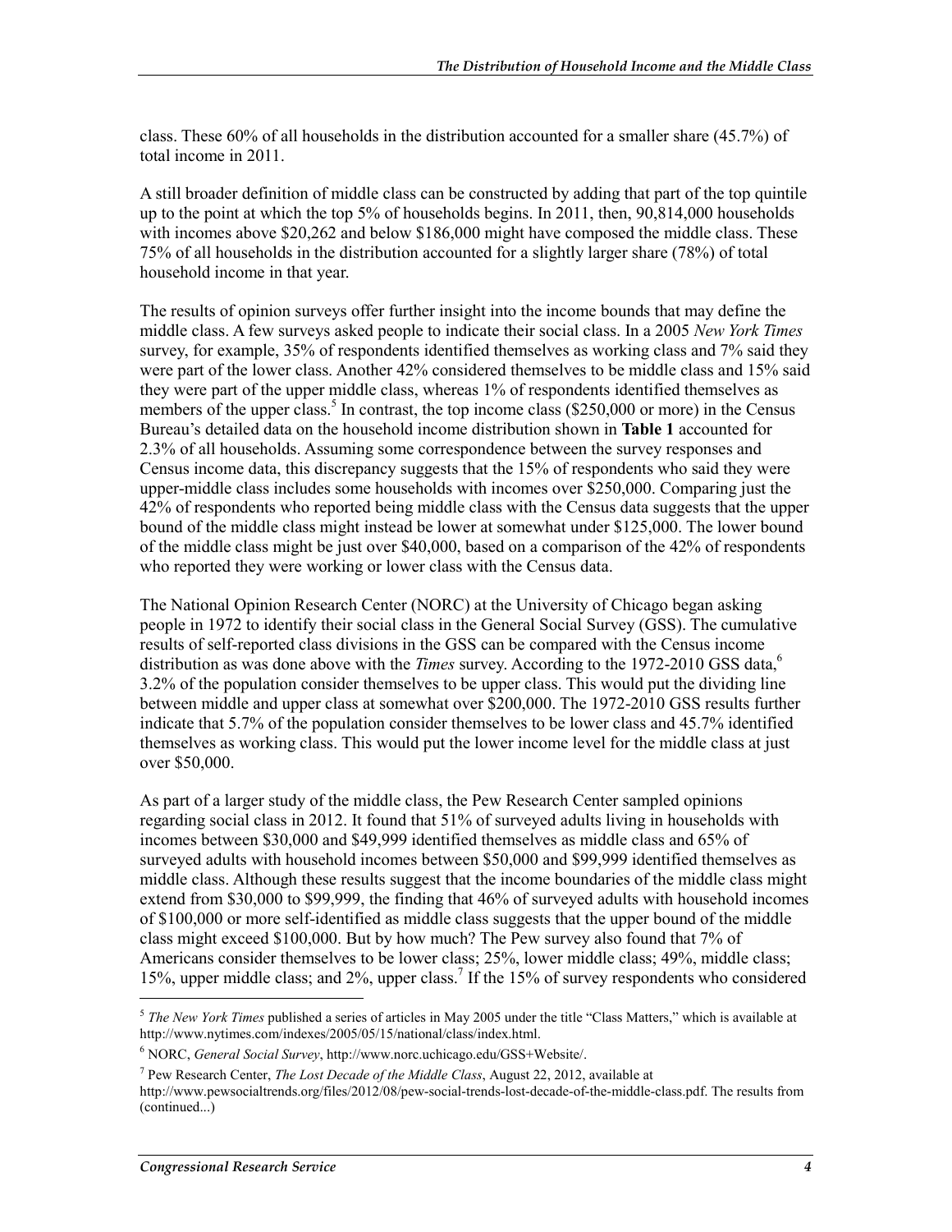class. These 60% of all households in the distribution accounted for a smaller share (45.7%) of total income in 2011.

A still broader definition of middle class can be constructed by adding that part of the top quintile up to the point at which the top 5% of households begins. In 2011, then, 90,814,000 households with incomes above $20,262 and below $186,000 might have composed the middle class. These 75% of all households in the distribution accounted for a slightly larger share (78%) of total household income in that year.

The results of opinion surveys offer further insight into the income bounds that may define the middle class. A few surveys asked people to indicate their social class. In a 2005 *New York Times* survey, for example, 35% of respondents identified themselves as working class and 7% said they were part of the lower class. Another 42% considered themselves to be middle class and 15% said they were part of the upper middle class, whereas 1% of respondents identified themselves as members of the upper class.[5] In contrast, the top income class ($250,000 or more) in the Census Bureau's detailed data on the household income distribution shown in **Table 1** accounted for 2.3% of all households. Assuming some correspondence between the survey responses and Census income data, this discrepancy suggests that the 15% of respondents who said they were upper-middle class includes some households with incomes over $250,000. Comparing just the 42% of respondents who reported being middle class with the Census data suggests that the upper bound of the middle class might instead be lower at somewhat under $125,000. The lower bound of the middle class might be just over $40,000, based on a comparison of the 42% of respondents who reported they were working or lower class with the Census data.

The National Opinion Research Center (NORC) at the University of Chicago began asking people in 1972 to identify their social class in the General Social Survey (GSS). The cumulative results of self-reported class divisions in the GSS can be compared with the Census income distribution as was done above with the *Times* survey. According to the 1972-2010 GSS data,[6] 3.2% of the population consider themselves to be upper class. This would put the dividing line between middle and upper class at somewhat over $200,000. The 1972-2010 GSS results further indicate that 5.7% of the population consider themselves to be lower class and 45.7% identified themselves as working class. This would put the lower income level for the middle class at just over $50,000.

As part of a larger study of the middle class, the Pew Research Center sampled opinions regarding social class in 2012. It found that 51% of surveyed adults living in households with incomes between $30,000 and $49,999 identified themselves as middle class and 65% of surveyed adults with household incomes between $50,000 and $99,999 identified themselves as middle class. Although these results suggest that the income boundaries of the middle class might extend from $30,000 to $99,999, the finding that 46% of surveyed adults with household incomes of $100,000 or more self-identified as middle class suggests that the upper bound of the middle class might exceed $100,000. But by how much? The Pew survey also found that 7% of Americans consider themselves to be lower class; 25%, lower middle class; 49%, middle class; 15%, upper middle class; and 2%, upper class.[7] If the 15% of survey respondents who considered

---

[5] *The New York Times* published a series of articles in May 2005 under the title "Class Matters," which is available at http://www.nytimes.com/indexes/2005/05/15/national/class/index.html.

[6] NORC, *General Social Survey*, http://www.norc.uchicago.edu/GSS+Website/.

[7] Pew Research Center, *The Lost Decade of the Middle Class*, August 22, 2012, available at http://www.pewsocialtrends.org/files/2012/08/pew-social-trends-lost-decade-of-the-middle-class.pdf. The results from (continued...)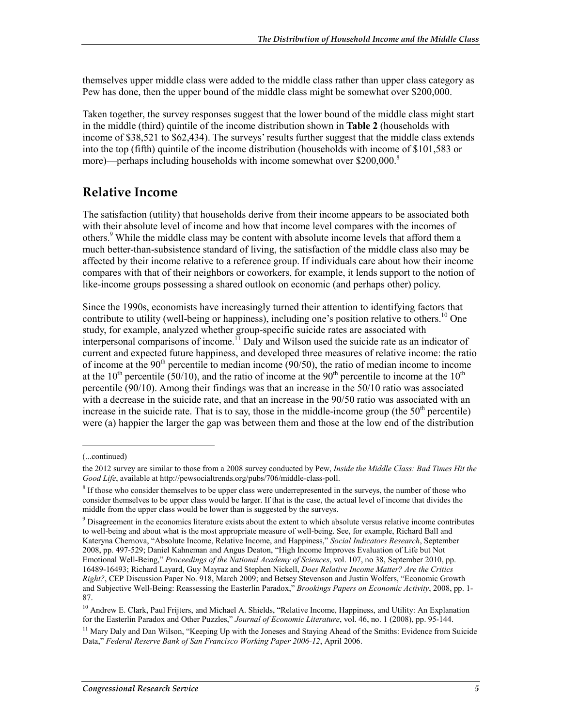themselves upper middle class were added to the middle class rather than upper class category as Pew has done, then the upper bound of the middle class might be somewhat over $200,000.

Taken together, the survey responses suggest that the lower bound of the middle class might start in the middle (third) quintile of the income distribution shown in **Table 2** (households with income of $38,521 to $62,434). The surveys' results further suggest that the middle class extends into the top (fifth) quintile of the income distribution (households with income of $101,583 or more)—perhaps including households with income somewhat over $200,000.[8]

## Relative Income

The satisfaction (utility) that households derive from their income appears to be associated both with their absolute level of income and how that income level compares with the incomes of others.[9] While the middle class may be content with absolute income levels that afford them a much better-than-subsistence standard of living, the satisfaction of the middle class also may be affected by their income relative to a reference group. If individuals care about how their income compares with that of their neighbors or coworkers, for example, it lends support to the notion of like-income groups possessing a shared outlook on economic (and perhaps other) policy.

Since the 1990s, economists have increasingly turned their attention to identifying factors that contribute to utility (well-being or happiness), including one's position relative to others.[10] One study, for example, analyzed whether group-specific suicide rates are associated with interpersonal comparisons of income.[11] Daly and Wilson used the suicide rate as an indicator of current and expected future happiness, and developed three measures of relative income: the ratio of income at the 90$^{th}$ percentile to median income (90/50), the ratio of median income to income at the 10$^{th}$ percentile (50/10), and the ratio of income at the 90$^{th}$ percentile to income at the 10$^{th}$ percentile (90/10). Among their findings was that an increase in the 50/10 ratio was associated with a decrease in the suicide rate, and that an increase in the 90/50 ratio was associated with an increase in the suicide rate. That is to say, those in the middle-income group (the 50$^{th}$ percentile) were (a) happier the larger the gap was between them and those at the low end of the distribution

---

(...continued)

the 2012 survey are similar to those from a 2008 survey conducted by Pew, *Inside the Middle Class: Bad Times Hit the Good Life*, available at http://pewsocialtrends.org/pubs/706/middle-class-poll.

[8] If those who consider themselves to be upper class were underrepresented in the surveys, the number of those who consider themselves to be upper class would be larger. If that is the case, the actual level of income that divides the middle from the upper class would be lower than is suggested by the surveys.

[9] Disagreement in the economics literature exists about the extent to which absolute versus relative income contributes to well-being and about what is the most appropriate measure of well-being. See, for example, Richard Ball and Kateryna Chernova, "Absolute Income, Relative Income, and Happiness," *Social Indicators Research*, September 2008, pp. 497-529; Daniel Kahneman and Angus Deaton, "High Income Improves Evaluation of Life but Not Emotional Well-Being," *Proceedings of the National Academy of Sciences*, vol. 107, no 38, September 2010, pp. 16489-16493; Richard Layard, Guy Mayraz and Stephen Nickell, *Does Relative Income Matter? Are the Critics Right?*, CEP Discussion Paper No. 918, March 2009; and Betsey Stevenson and Justin Wolfers, "Economic Growth and Subjective Well-Being: Reassessing the Easterlin Paradox," *Brookings Papers on Economic Activity*, 2008, pp. 1-87.

[10] Andrew E. Clark, Paul Frijters, and Michael A. Shields, "Relative Income, Happiness, and Utility: An Explanation for the Easterlin Paradox and Other Puzzles," *Journal of Economic Literature*, vol. 46, no. 1 (2008), pp. 95-144.

[11] Mary Daly and Dan Wilson, "Keeping Up with the Joneses and Staying Ahead of the Smiths: Evidence from Suicide Data," *Federal Reserve Bank of San Francisco Working Paper 2006-12*, April 2006.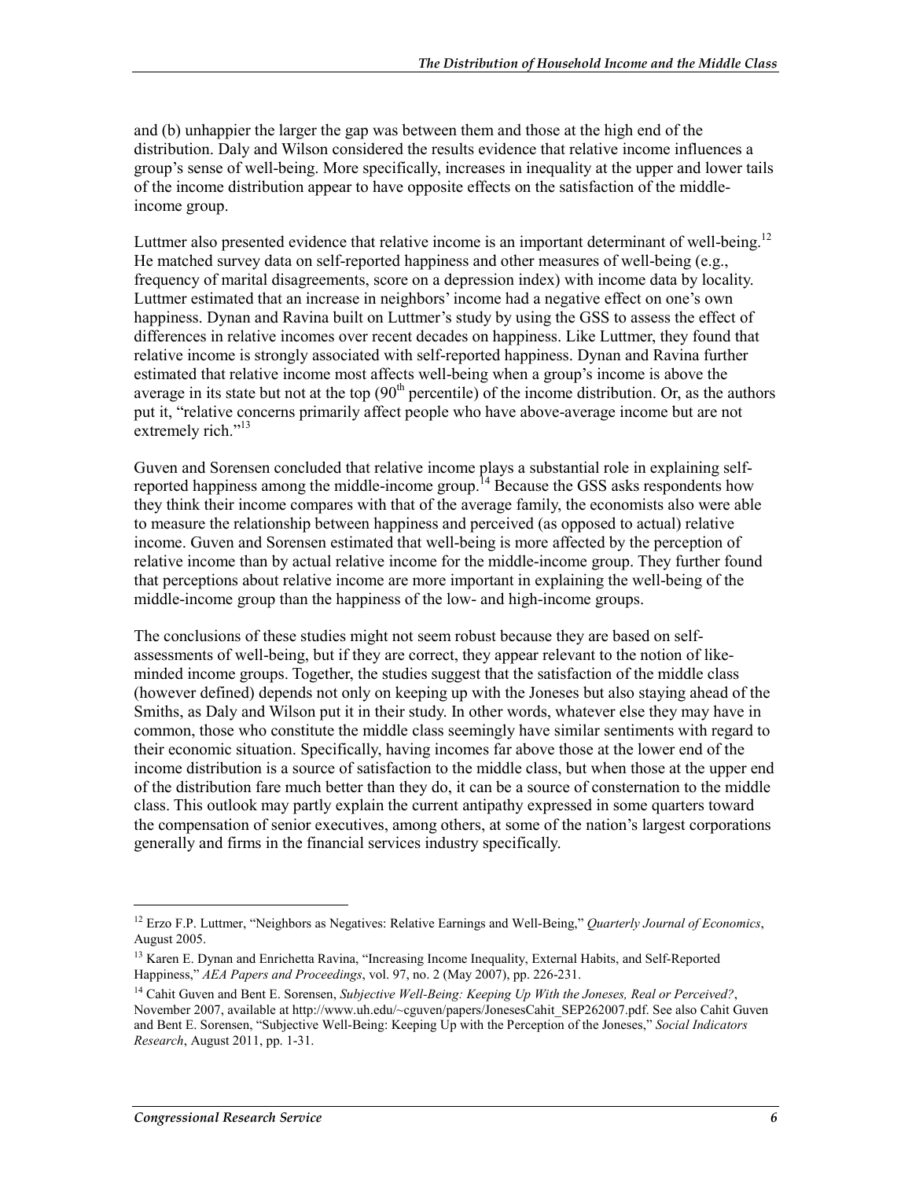and (b) unhappier the larger the gap was between them and those at the high end of the distribution. Daly and Wilson considered the results evidence that relative income influences a group's sense of well-being. More specifically, increases in inequality at the upper and lower tails of the income distribution appear to have opposite effects on the satisfaction of the middle-income group.

Luttmer also presented evidence that relative income is an important determinant of well-being.[12] He matched survey data on self-reported happiness and other measures of well-being (e.g., frequency of marital disagreements, score on a depression index) with income data by locality. Luttmer estimated that an increase in neighbors' income had a negative effect on one's own happiness. Dynan and Ravina built on Luttmer's study by using the GSS to assess the effect of differences in relative incomes over recent decades on happiness. Like Luttmer, they found that relative income is strongly associated with self-reported happiness. Dynan and Ravina further estimated that relative income most affects well-being when a group's income is above the average in its state but not at the top (90th percentile) of the income distribution. Or, as the authors put it, "relative concerns primarily affect people who have above-average income but are not extremely rich."[13]

Guven and Sorensen concluded that relative income plays a substantial role in explaining self-reported happiness among the middle-income group.[14] Because the GSS asks respondents how they think their income compares with that of the average family, the economists also were able to measure the relationship between happiness and perceived (as opposed to actual) relative income. Guven and Sorensen estimated that well-being is more affected by the perception of relative income than by actual relative income for the middle-income group. They further found that perceptions about relative income are more important in explaining the well-being of the middle-income group than the happiness of the low- and high-income groups.

The conclusions of these studies might not seem robust because they are based on self-assessments of well-being, but if they are correct, they appear relevant to the notion of like-minded income groups. Together, the studies suggest that the satisfaction of the middle class (however defined) depends not only on keeping up with the Joneses but also staying ahead of the Smiths, as Daly and Wilson put it in their study. In other words, whatever else they may have in common, those who constitute the middle class seemingly have similar sentiments with regard to their economic situation. Specifically, having incomes far above those at the lower end of the income distribution is a source of satisfaction to the middle class, but when those at the upper end of the distribution fare much better than they do, it can be a source of consternation to the middle class. This outlook may partly explain the current antipathy expressed in some quarters toward the compensation of senior executives, among others, at some of the nation's largest corporations generally and firms in the financial services industry specifically.

---

[12] Erzo F.P. Luttmer, "Neighbors as Negatives: Relative Earnings and Well-Being," *Quarterly Journal of Economics*, August 2005.

[13] Karen E. Dynan and Enrichetta Ravina, "Increasing Income Inequality, External Habits, and Self-Reported Happiness," *AEA Papers and Proceedings*, vol. 97, no. 2 (May 2007), pp. 226-231.

[14] Cahit Guven and Bent E. Sorensen, *Subjective Well-Being: Keeping Up With the Joneses, Real or Perceived?*, November 2007, available at http://www.uh.edu/~cguven/papers/JonesesCahit_SEP262007.pdf. See also Cahit Guven and Bent E. Sorensen, "Subjective Well-Being: Keeping Up with the Perception of the Joneses," *Social Indicators Research*, August 2011, pp. 1-31.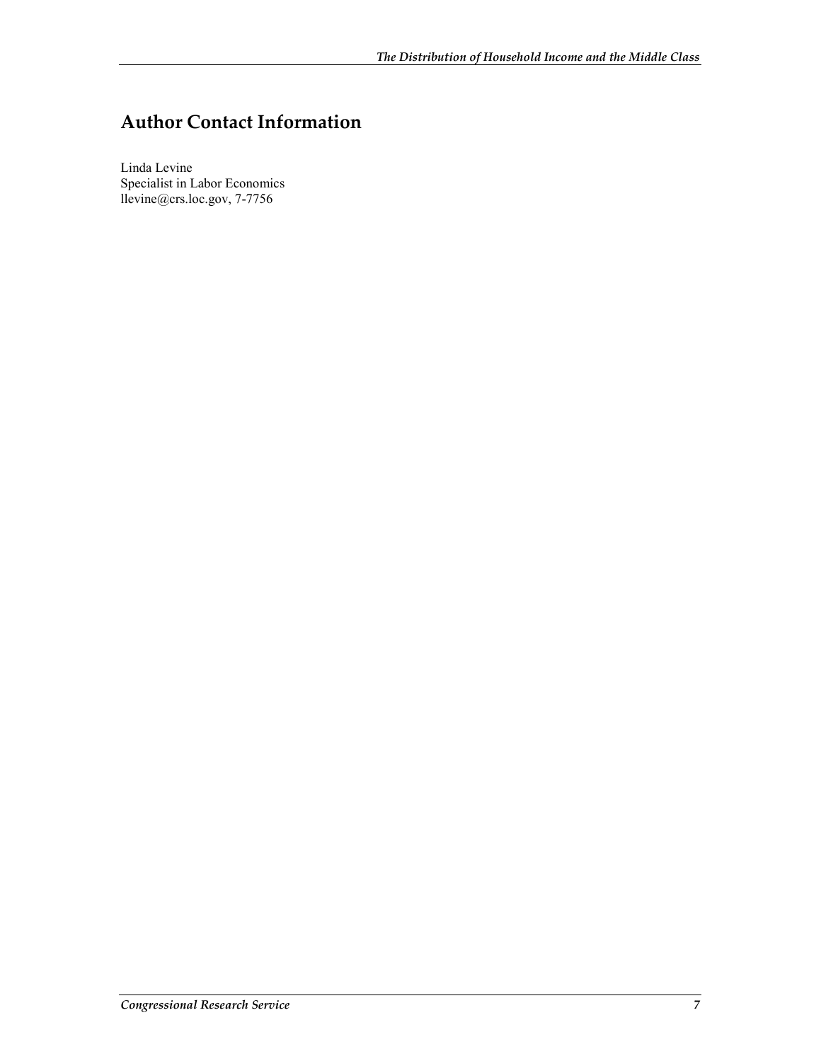## Author Contact Information

Linda Levine
Specialist in Labor Economics
llevine@crs.loc.gov, 7-7756